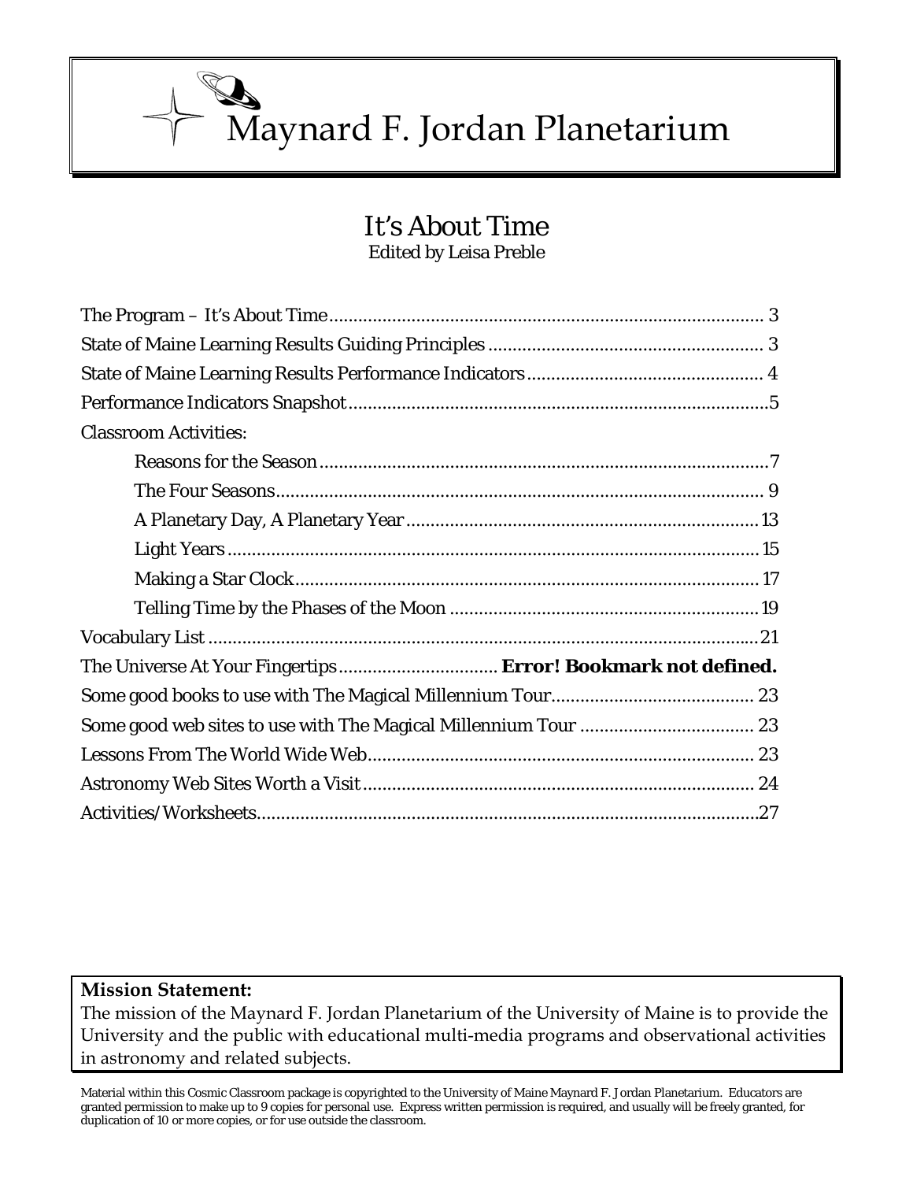# Maynard F. Jordan Planetarium

## It's About Time

Edited by Leisa Preble

The Program – It's About Time........................................................................................ 3

State of Maine Learning Results Guiding Principles ........................................................ 3

State of Maine Learning Results Performance Indicators ................................................ 4

Performance Indicators Snapshot......................................................................................5

Classroom Activities:

- Reasons for the Season...........................................................................................7
- The Four Seasons.................................................................................................... 9
- A Planetary Day, A Planetary Year ........................................................................13
- Light Years .............................................................................................................15
- Making a Star Clock............................................................................................... 17
- Telling Time by the Phases of the Moon ...............................................................19

Vocabulary List ..................................................................................................................21

The Universe At Your Fingertips................................ **Error! Bookmark not defined.**

Some good books to use with The Magical Millennium Tour......................................... 23

Some good web sites to use with The Magical Millennium Tour ................................... 23

Lessons From The World Wide Web............................................................................... 23

Astronomy Web Sites Worth a Visit ................................................................................ 24

Activities/Worksheets.......................................................................................................27

**Mission Statement:**
The mission of the Maynard F. Jordan Planetarium of the University of Maine is to provide the University and the public with educational multi-media programs and observational activities in astronomy and related subjects.

Material within this Cosmic Classroom package is copyrighted to the University of Maine Maynard F. Jordan Planetarium. Educators are granted permission to make up to 9 copies for personal use. Express written permission is required, and usually will be freely granted, for duplication of 10 or more copies, or for use outside the classroom.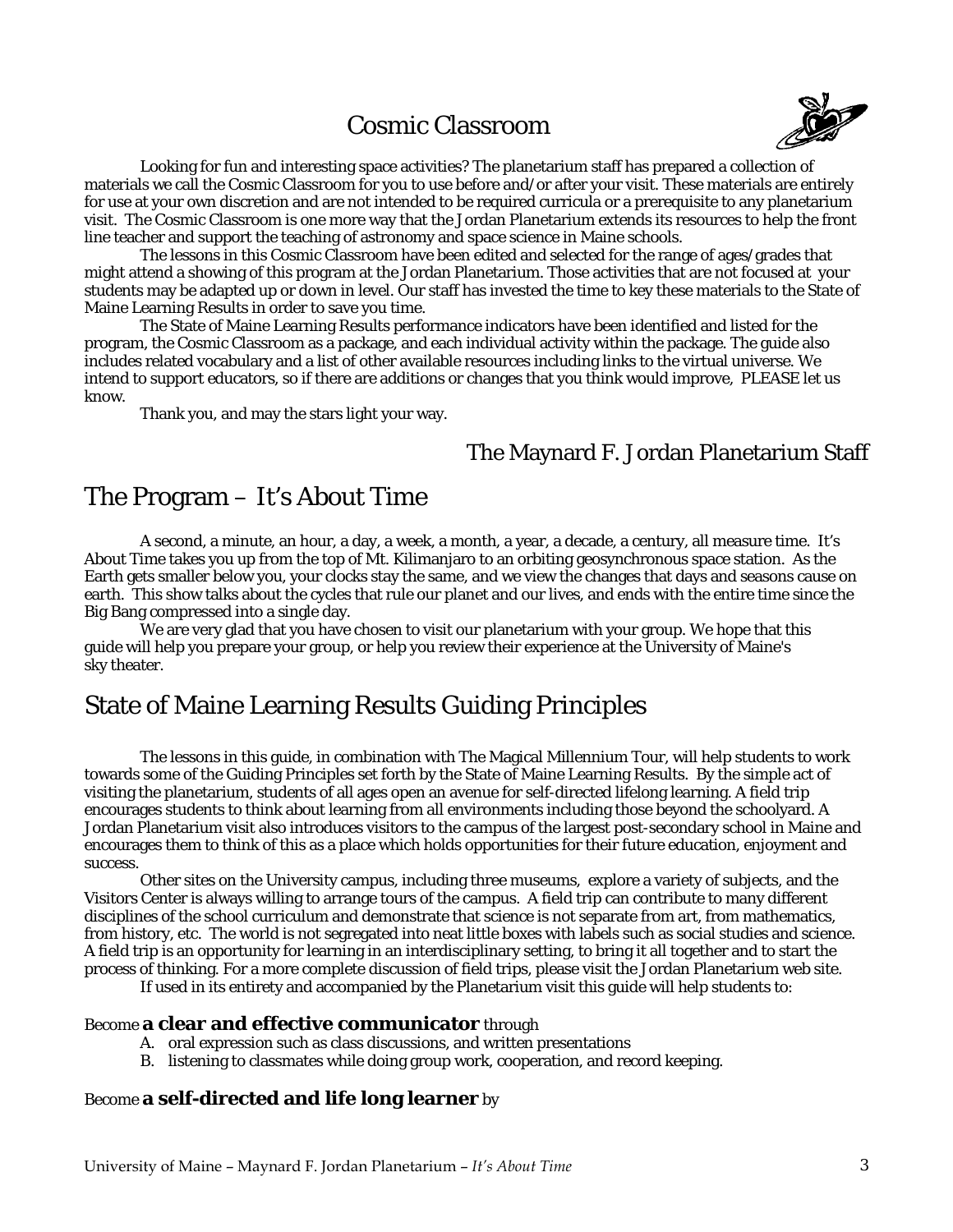# Cosmic Classroom

Looking for fun and interesting space activities? The planetarium staff has prepared a collection of materials we call the Cosmic Classroom for you to use before and/or after your visit. These materials are entirely for use at your own discretion and are not intended to be required curricula or a prerequisite to any planetarium visit. The Cosmic Classroom is one more way that the Jordan Planetarium extends its resources to help the front line teacher and support the teaching of astronomy and space science in Maine schools.

The lessons in this Cosmic Classroom have been edited and selected for the range of ages/grades that might attend a showing of this program at the Jordan Planetarium. Those activities that are not focused at your students may be adapted up or down in level. Our staff has invested the time to key these materials to the State of Maine Learning Results in order to save you time.

The State of Maine Learning Results performance indicators have been identified and listed for the program, the Cosmic Classroom as a package, and each individual activity within the package. The guide also includes related vocabulary and a list of other available resources including links to the virtual universe. We intend to support educators, so if there are additions or changes that you think would improve, PLEASE let us know.

Thank you, and may the stars light your way.

The Maynard F. Jordan Planetarium Staff

# The Program – It's About Time

A second, a minute, an hour, a day, a week, a month, a year, a decade, a century, all measure time. It's About Time takes you up from the top of Mt. Kilimanjaro to an orbiting geosynchronous space station. As the Earth gets smaller below you, your clocks stay the same, and we view the changes that days and seasons cause on earth. This show talks about the cycles that rule our planet and our lives, and ends with the entire time since the Big Bang compressed into a single day.

We are very glad that you have chosen to visit our planetarium with your group. We hope that this guide will help you prepare your group, or help you review their experience at the University of Maine's sky theater.

# State of Maine Learning Results Guiding Principles

The lessons in this guide, in combination with The Magical Millennium Tour, will help students to work towards some of the Guiding Principles set forth by the State of Maine Learning Results. By the simple act of visiting the planetarium, students of all ages open an avenue for self-directed lifelong learning. A field trip encourages students to think about learning from all environments including those beyond the schoolyard. A Jordan Planetarium visit also introduces visitors to the campus of the largest post-secondary school in Maine and encourages them to think of this as a place which holds opportunities for their future education, enjoyment and success.

Other sites on the University campus, including three museums, explore a variety of subjects, and the Visitors Center is always willing to arrange tours of the campus. A field trip can contribute to many different disciplines of the school curriculum and demonstrate that science is not separate from art, from mathematics, from history, etc. The world is not segregated into neat little boxes with labels such as social studies and science. A field trip is an opportunity for learning in an interdisciplinary setting, to bring it all together and to start the process of thinking. For a more complete discussion of field trips, please visit the Jordan Planetarium web site.

If used in its entirety and accompanied by the Planetarium visit this guide will help students to:

Become **a clear and effective communicator** through

A. oral expression such as class discussions, and written presentations
B. listening to classmates while doing group work, cooperation, and record keeping.

Become **a self-directed and life long learner** by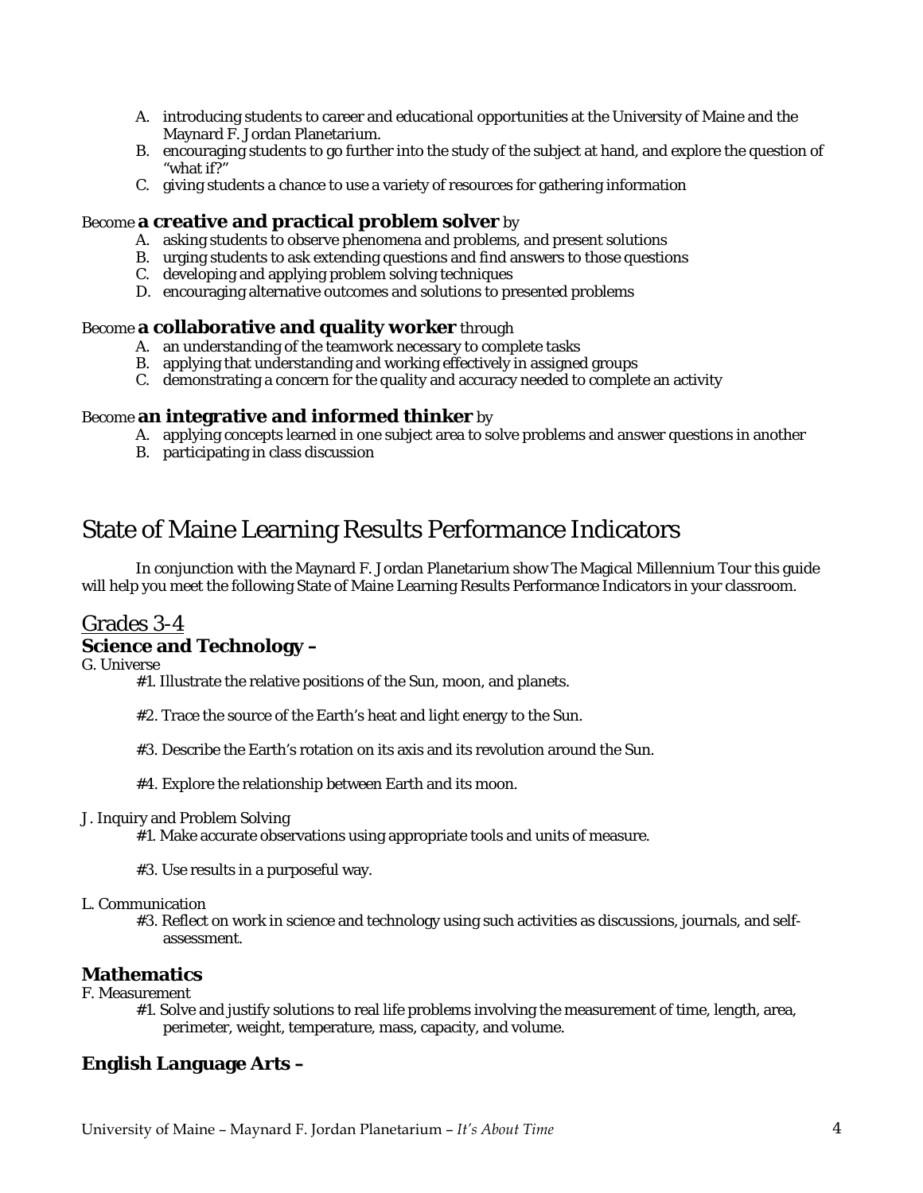A. introducing students to career and educational opportunities at the University of Maine and the Maynard F. Jordan Planetarium.
B. encouraging students to go further into the study of the subject at hand, and explore the question of "what if?"
C. giving students a chance to use a variety of resources for gathering information

Become **a creative and practical problem solver** by

A. asking students to observe phenomena and problems, and present solutions
B. urging students to ask extending questions and find answers to those questions
C. developing and applying problem solving techniques
D. encouraging alternative outcomes and solutions to presented problems

Become **a collaborative and quality worker** through

A. an understanding of the teamwork necessary to complete tasks
B. applying that understanding and working effectively in assigned groups
C. demonstrating a concern for the quality and accuracy needed to complete an activity

Become **an integrative and informed thinker** by

A. applying concepts learned in one subject area to solve problems and answer questions in another
B. participating in class discussion

# State of Maine Learning Results Performance Indicators

In conjunction with the Maynard F. Jordan Planetarium show The Magical Millennium Tour this guide will help you meet the following State of Maine Learning Results Performance Indicators in your classroom.

## Grades 3-4

### Science and Technology –

G. Universe

#1. Illustrate the relative positions of the Sun, moon, and planets.

#2. Trace the source of the Earth's heat and light energy to the Sun.

#3. Describe the Earth's rotation on its axis and its revolution around the Sun.

#4. Explore the relationship between Earth and its moon.

J. Inquiry and Problem Solving

#1. Make accurate observations using appropriate tools and units of measure.

#3. Use results in a purposeful way.

L. Communication

#3. Reflect on work in science and technology using such activities as discussions, journals, and self-assessment.

### Mathematics

F. Measurement

#1. Solve and justify solutions to real life problems involving the measurement of time, length, area, perimeter, weight, temperature, mass, capacity, and volume.

### English Language Arts –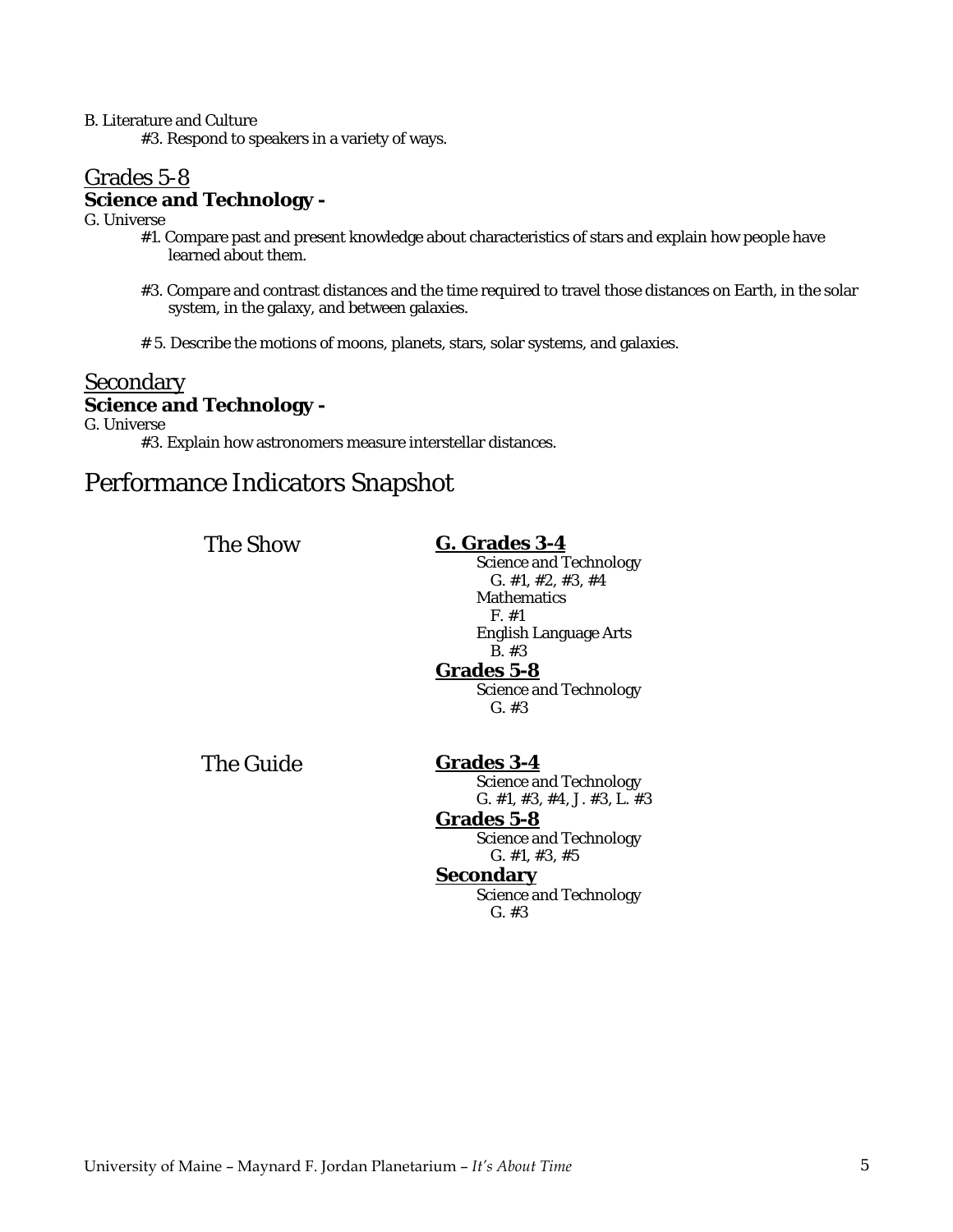B. Literature and Culture

#3. Respond to speakers in a variety of ways.

## Grades 5-8

**Science and Technology -**

G. Universe

#1. Compare past and present knowledge about characteristics of stars and explain how people have learned about them.

#3. Compare and contrast distances and the time required to travel those distances on Earth, in the solar system, in the galaxy, and between galaxies.

# 5. Describe the motions of moons, planets, stars, solar systems, and galaxies.

## Secondary

**Science and Technology -**

G. Universe

#3. Explain how astronomers measure interstellar distances.

# Performance Indicators Snapshot

**The Show**

**G. Grades 3-4**

Science and Technology
G. #1, #2, #3, #4

Mathematics
F. #1

English Language Arts
B. #3

**Grades 5-8**

Science and Technology
G. #3

**The Guide**

**Grades 3-4**

Science and Technology
G. #1, #3, #4, J. #3, L. #3

**Grades 5-8**

Science and Technology
G. #1, #3, #5

**Secondary**

Science and Technology
G. #3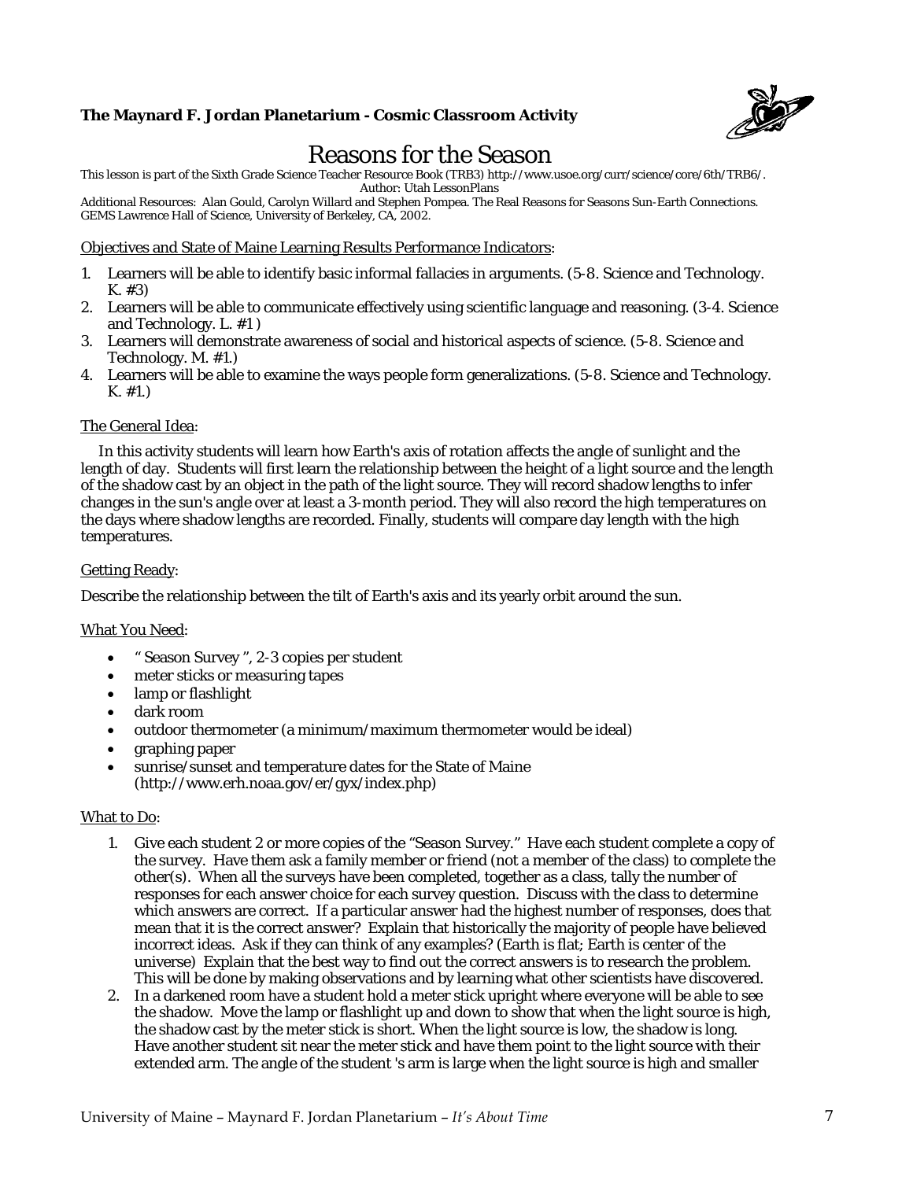**The Maynard F. Jordan Planetarium - Cosmic Classroom Activity**

# Reasons for the Season

This lesson is part of the Sixth Grade Science Teacher Resource Book (TRB3) http://www.usoe.org/curr/science/core/6th/TRB6/.
Author: Utah LessonPlans
Additional Resources: Alan Gould, Carolyn Willard and Stephen Pompea. The Real Reasons for Seasons Sun-Earth Connections. GEMS Lawrence Hall of Science, University of Berkeley, CA, 2002.

Objectives and State of Maine Learning Results Performance Indicators:

1. Learners will be able to identify basic informal fallacies in arguments. (5-8. Science and Technology. K. #3)
2. Learners will be able to communicate effectively using scientific language and reasoning. (3-4. Science and Technology. L. #1 )
3. Learners will demonstrate awareness of social and historical aspects of science. (5-8. Science and Technology. M. #1.)
4. Learners will be able to examine the ways people form generalizations. (5-8. Science and Technology. K. #1.)

The General Idea:

In this activity students will learn how Earth's axis of rotation affects the angle of sunlight and the length of day. Students will first learn the relationship between the height of a light source and the length of the shadow cast by an object in the path of the light source. They will record shadow lengths to infer changes in the sun's angle over at least a 3-month period. They will also record the high temperatures on the days where shadow lengths are recorded. Finally, students will compare day length with the high temperatures.

Getting Ready:

Describe the relationship between the tilt of Earth's axis and its yearly orbit around the sun.

What You Need:

- " Season Survey ", 2-3 copies per student
- meter sticks or measuring tapes
- lamp or flashlight
- dark room
- outdoor thermometer (a minimum/maximum thermometer would be ideal)
- graphing paper
- sunrise/sunset and temperature dates for the State of Maine (http://www.erh.noaa.gov/er/gyx/index.php)

What to Do:

1. Give each student 2 or more copies of the "Season Survey." Have each student complete a copy of the survey. Have them ask a family member or friend (not a member of the class) to complete the other(s). When all the surveys have been completed, together as a class, tally the number of responses for each answer choice for each survey question. Discuss with the class to determine which answers are correct. If a particular answer had the highest number of responses, does that mean that it is the correct answer? Explain that historically the majority of people have believed incorrect ideas. Ask if they can think of any examples? (Earth is flat; Earth is center of the universe) Explain that the best way to find out the correct answers is to research the problem. This will be done by making observations and by learning what other scientists have discovered.
2. In a darkened room have a student hold a meter stick upright where everyone will be able to see the shadow. Move the lamp or flashlight up and down to show that when the light source is high, the shadow cast by the meter stick is short. When the light source is low, the shadow is long. Have another student sit near the meter stick and have them point to the light source with their extended arm. The angle of the student 's arm is large when the light source is high and smaller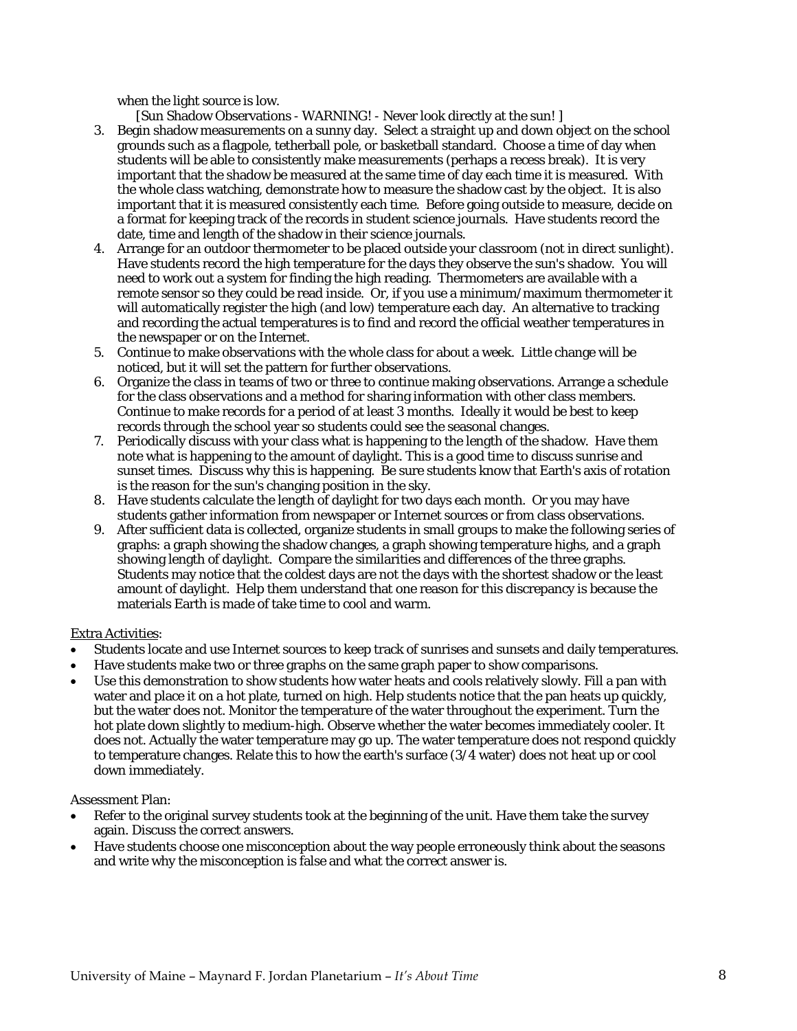when the light source is low.

[Sun Shadow Observations - WARNING! - Never look directly at the sun! ]

3. Begin shadow measurements on a sunny day. Select a straight up and down object on the school grounds such as a flagpole, tetherball pole, or basketball standard. Choose a time of day when students will be able to consistently make measurements (perhaps a recess break). It is very important that the shadow be measured at the same time of day each time it is measured. With the whole class watching, demonstrate how to measure the shadow cast by the object. It is also important that it is measured consistently each time. Before going outside to measure, decide on a format for keeping track of the records in student science journals. Have students record the date, time and length of the shadow in their science journals.
4. Arrange for an outdoor thermometer to be placed outside your classroom (not in direct sunlight). Have students record the high temperature for the days they observe the sun's shadow. You will need to work out a system for finding the high reading. Thermometers are available with a remote sensor so they could be read inside. Or, if you use a minimum/maximum thermometer it will automatically register the high (and low) temperature each day. An alternative to tracking and recording the actual temperatures is to find and record the official weather temperatures in the newspaper or on the Internet.
5. Continue to make observations with the whole class for about a week. Little change will be noticed, but it will set the pattern for further observations.
6. Organize the class in teams of two or three to continue making observations. Arrange a schedule for the class observations and a method for sharing information with other class members. Continue to make records for a period of at least 3 months. Ideally it would be best to keep records through the school year so students could see the seasonal changes.
7. Periodically discuss with your class what is happening to the length of the shadow. Have them note what is happening to the amount of daylight. This is a good time to discuss sunrise and sunset times. Discuss why this is happening. Be sure students know that Earth's axis of rotation is the reason for the sun's changing position in the sky.
8. Have students calculate the length of daylight for two days each month. Or you may have students gather information from newspaper or Internet sources or from class observations.
9. After sufficient data is collected, organize students in small groups to make the following series of graphs: a graph showing the shadow changes, a graph showing temperature highs, and a graph showing length of daylight. Compare the similarities and differences of the three graphs. Students may notice that the coldest days are not the days with the shortest shadow or the least amount of daylight. Help them understand that one reason for this discrepancy is because the materials Earth is made of take time to cool and warm.

<u>Extra Activities</u>:

- Students locate and use Internet sources to keep track of sunrises and sunsets and daily temperatures.
- Have students make two or three graphs on the same graph paper to show comparisons.
- Use this demonstration to show students how water heats and cools relatively slowly. Fill a pan with water and place it on a hot plate, turned on high. Help students notice that the pan heats up quickly, but the water does not. Monitor the temperature of the water throughout the experiment. Turn the hot plate down slightly to medium-high. Observe whether the water becomes immediately cooler. It does not. Actually the water temperature may go up. The water temperature does not respond quickly to temperature changes. Relate this to how the earth's surface (3/4 water) does not heat up or cool down immediately.

Assessment Plan:

- Refer to the original survey students took at the beginning of the unit. Have them take the survey again. Discuss the correct answers.
- Have students choose one misconception about the way people erroneously think about the seasons and write why the misconception is false and what the correct answer is.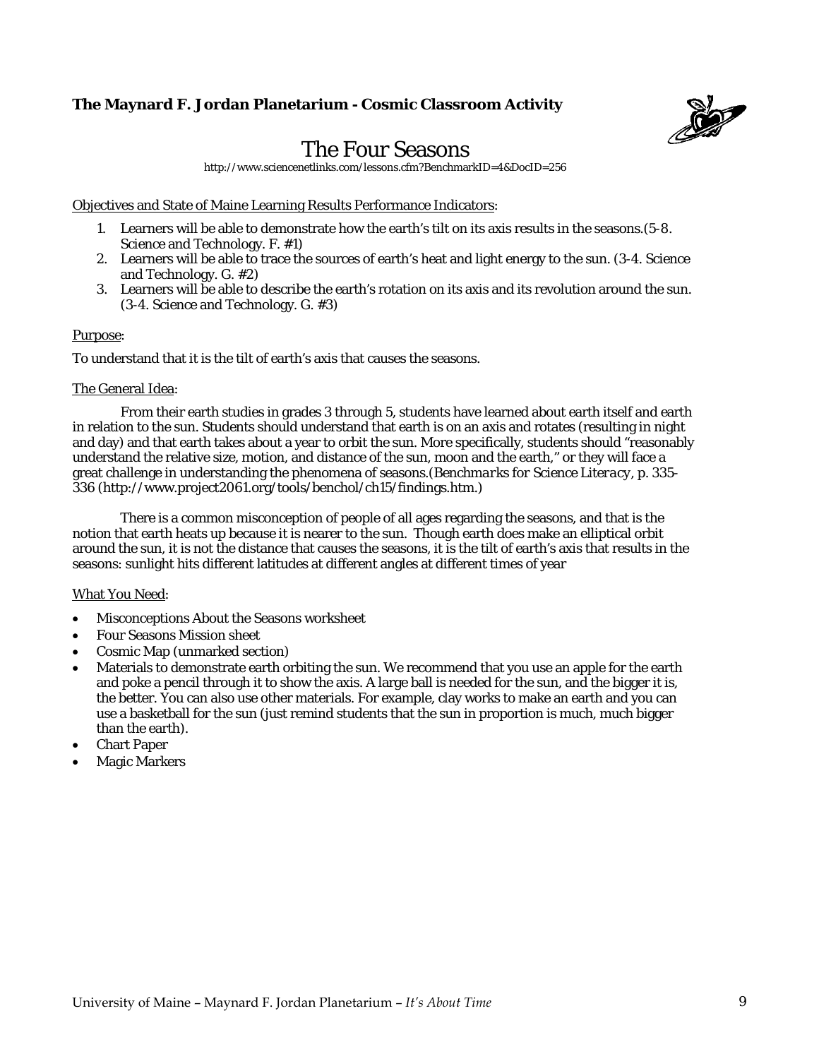**The Maynard F. Jordan Planetarium - Cosmic Classroom Activity**

# The Four Seasons

http://www.sciencenetlinks.com/lessons.cfm?BenchmarkID=4&DocID=256

Objectives and State of Maine Learning Results Performance Indicators:

1. Learners will be able to demonstrate how the earth's tilt on its axis results in the seasons.(5-8. Science and Technology. F. #1)
2. Learners will be able to trace the sources of earth's heat and light energy to the sun. (3-4. Science and Technology. G. #2)
3. Learners will be able to describe the earth's rotation on its axis and its revolution around the sun. (3-4. Science and Technology. G. #3)

Purpose:

To understand that it is the tilt of earth's axis that causes the seasons.

The General Idea:

From their earth studies in grades 3 through 5, students have learned about earth itself and earth in relation to the sun. Students should understand that earth is on an axis and rotates (resulting in night and day) and that earth takes about a year to orbit the sun. More specifically, students should "reasonably understand the relative size, motion, and distance of the sun, moon and the earth," or they will face a great challenge in understanding the phenomena of seasons.(*Benchmarks for Science Literacy*, p. 335-336 (http://www.project2061.org/tools/benchol/ch15/findings.htm.)

There is a common misconception of people of all ages regarding the seasons, and that is the notion that earth heats up because it is nearer to the sun. Though earth does make an elliptical orbit around the sun, it is not the distance that causes the seasons, it is the tilt of earth's axis that results in the seasons: sunlight hits different latitudes at different angles at different times of year

What You Need:

- Misconceptions About the Seasons worksheet
- Four Seasons Mission sheet
- Cosmic Map (unmarked section)
- Materials to demonstrate earth orbiting the sun. We recommend that you use an apple for the earth and poke a pencil through it to show the axis. A large ball is needed for the sun, and the bigger it is, the better. You can also use other materials. For example, clay works to make an earth and you can use a basketball for the sun (just remind students that the sun in proportion is much, much bigger than the earth).
- Chart Paper
- Magic Markers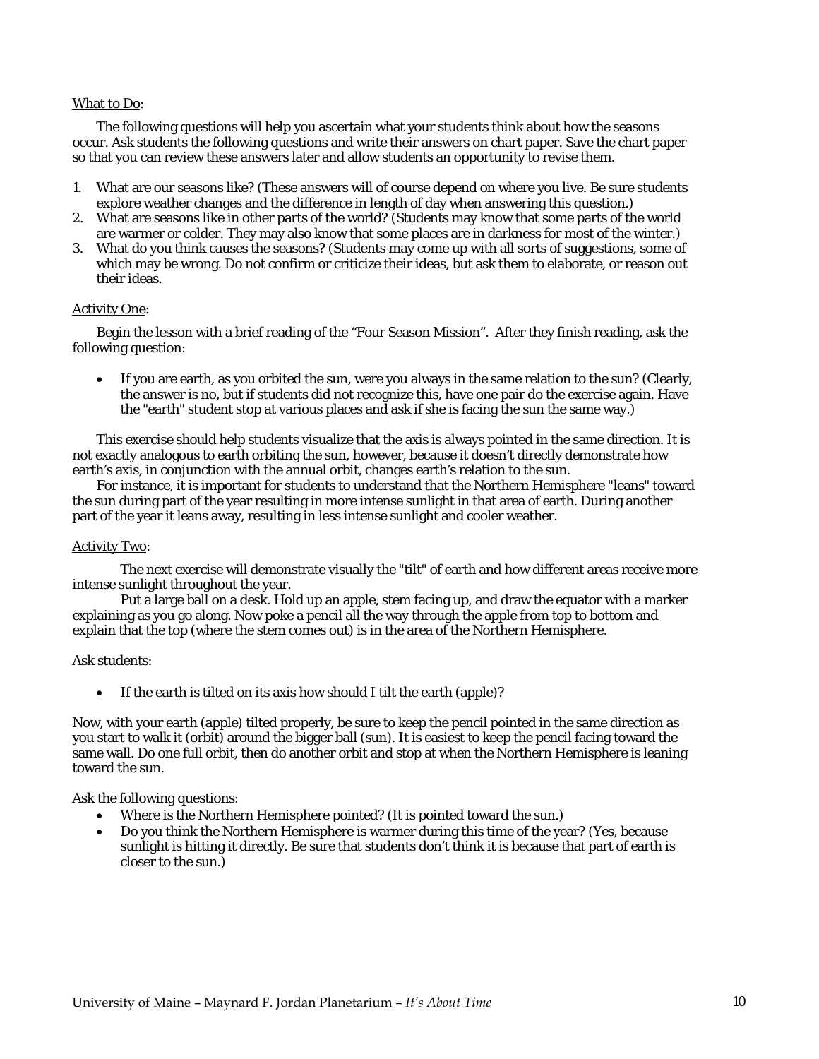<u>What to Do</u>:

The following questions will help you ascertain what your students think about how the seasons occur. Ask students the following questions and write their answers on chart paper. Save the chart paper so that you can review these answers later and allow students an opportunity to revise them.

1. What are our seasons like? (These answers will of course depend on where you live. Be sure students explore weather changes and the difference in length of day when answering this question.)
2. What are seasons like in other parts of the world? (Students may know that some parts of the world are warmer or colder. They may also know that some places are in darkness for most of the winter.)
3. What do you think causes the seasons? (Students may come up with all sorts of suggestions, some of which may be wrong. Do not confirm or criticize their ideas, but ask them to elaborate, or reason out their ideas.

<u>Activity One</u>:

Begin the lesson with a brief reading of the "Four Season Mission". After they finish reading, ask the following question:

- If you are earth, as you orbited the sun, were you always in the same relation to the sun? (Clearly, the answer is no, but if students did not recognize this, have one pair do the exercise again. Have the "earth" student stop at various places and ask if she is facing the sun the same way.)

This exercise should help students visualize that the axis is always pointed in the same direction. It is not exactly analogous to earth orbiting the sun, however, because it doesn't directly demonstrate how earth's axis, in conjunction with the annual orbit, changes earth's relation to the sun.

For instance, it is important for students to understand that the Northern Hemisphere "leans" toward the sun during part of the year resulting in more intense sunlight in that area of earth. During another part of the year it leans away, resulting in less intense sunlight and cooler weather.

<u>Activity Two</u>:

The next exercise will demonstrate visually the "tilt" of earth and how different areas receive more intense sunlight throughout the year.

Put a large ball on a desk. Hold up an apple, stem facing up, and draw the equator with a marker explaining as you go along. Now poke a pencil all the way through the apple from top to bottom and explain that the top (where the stem comes out) is in the area of the Northern Hemisphere.

Ask students:

- If the earth is tilted on its axis how should I tilt the earth (apple)?

Now, with your earth (apple) tilted properly, be sure to keep the pencil pointed in the same direction as you start to walk it (orbit) around the bigger ball (sun). It is easiest to keep the pencil facing toward the same wall. Do one full orbit, then do another orbit and stop at when the Northern Hemisphere is leaning toward the sun.

Ask the following questions:

- Where is the Northern Hemisphere pointed? (It is pointed toward the sun.)
- Do you think the Northern Hemisphere is warmer during this time of the year? (Yes, because sunlight is hitting it directly. Be sure that students don't think it is because that part of earth is closer to the sun.)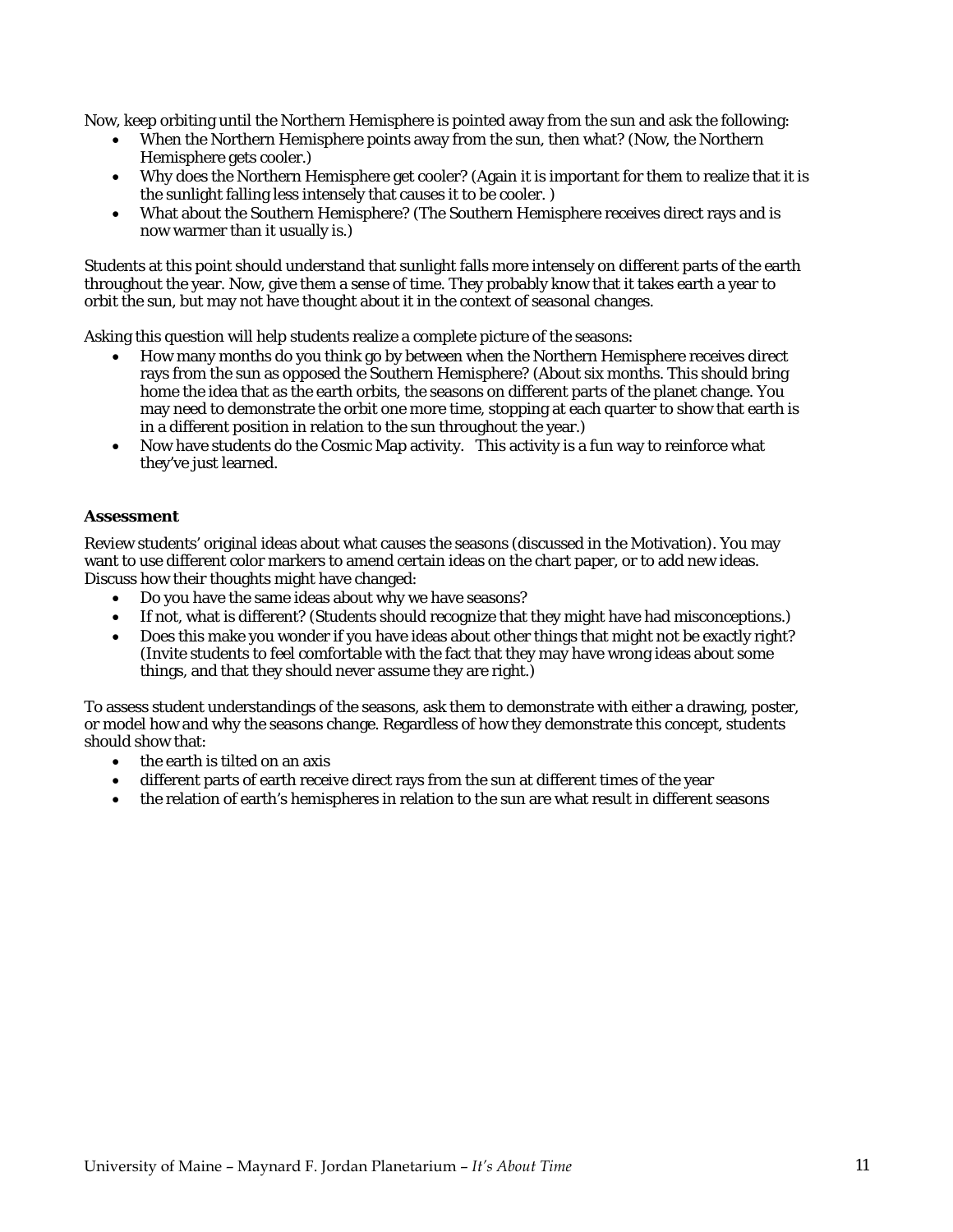Now, keep orbiting until the Northern Hemisphere is pointed away from the sun and ask the following:

- When the Northern Hemisphere points away from the sun, then what? (Now, the Northern Hemisphere gets cooler.)
- Why does the Northern Hemisphere get cooler? (Again it is important for them to realize that it is the sunlight falling less intensely that causes it to be cooler. )
- What about the Southern Hemisphere? (The Southern Hemisphere receives direct rays and is now warmer than it usually is.)

Students at this point should understand that sunlight falls more intensely on different parts of the earth throughout the year. Now, give them a sense of time. They probably know that it takes earth a year to orbit the sun, but may not have thought about it in the context of seasonal changes.

Asking this question will help students realize a complete picture of the seasons:

- How many months do you think go by between when the Northern Hemisphere receives direct rays from the sun as opposed the Southern Hemisphere? (About six months. This should bring home the idea that as the earth orbits, the seasons on different parts of the planet change. You may need to demonstrate the orbit one more time, stopping at each quarter to show that earth is in a different position in relation to the sun throughout the year.)
- Now have students do the Cosmic Map activity. This activity is a fun way to reinforce what they've just learned.

**Assessment**

Review students' original ideas about what causes the seasons (discussed in the Motivation). You may want to use different color markers to amend certain ideas on the chart paper, or to add new ideas. Discuss how their thoughts might have changed:

- Do you have the same ideas about why we have seasons?
- If not, what is different? (Students should recognize that they might have had misconceptions.)
- Does this make you wonder if you have ideas about other things that might not be exactly right? (Invite students to feel comfortable with the fact that they may have wrong ideas about some things, and that they should never assume they are right.)

To assess student understandings of the seasons, ask them to demonstrate with either a drawing, poster, or model how and why the seasons change. Regardless of how they demonstrate this concept, students should show that:

- the earth is tilted on an axis
- different parts of earth receive direct rays from the sun at different times of the year
- the relation of earth's hemispheres in relation to the sun are what result in different seasons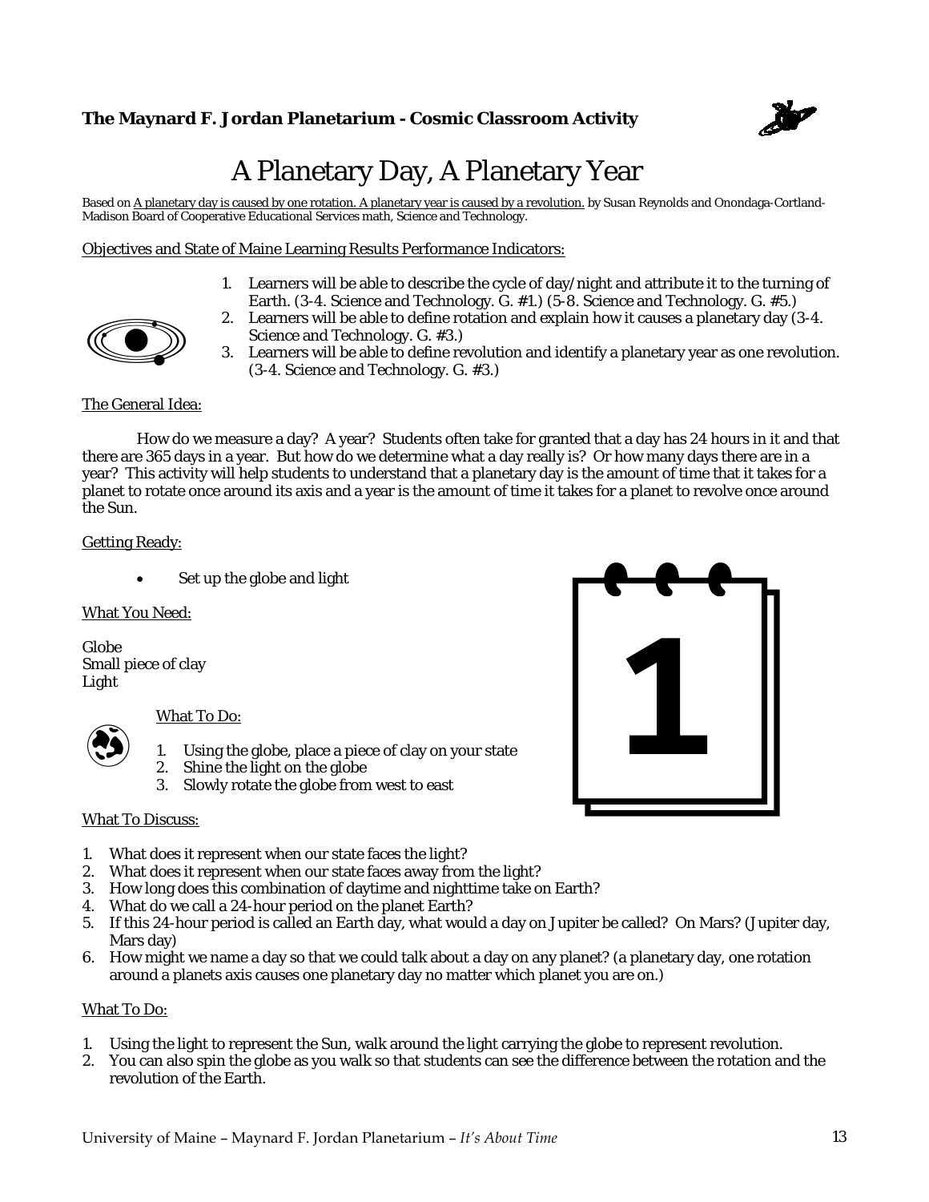**The Maynard F. Jordan Planetarium - Cosmic Classroom Activity**

# A Planetary Day, A Planetary Year

Based on A planetary day is caused by one rotation. A planetary year is caused by a revolution. by Susan Reynolds and Onondaga-Cortland-Madison Board of Cooperative Educational Services math, Science and Technology.

Objectives and State of Maine Learning Results Performance Indicators:

1. Learners will be able to describe the cycle of day/night and attribute it to the turning of Earth. (3-4. Science and Technology. G. #1.) (5-8. Science and Technology. G. #5.)
2. Learners will be able to define rotation and explain how it causes a planetary day (3-4. Science and Technology. G. #3.)
3. Learners will be able to define revolution and identify a planetary year as one revolution. (3-4. Science and Technology. G. #3.)

The General Idea:

How do we measure a day? A year? Students often take for granted that a day has 24 hours in it and that there are 365 days in a year. But how do we determine what a day really is? Or how many days there are in a year? This activity will help students to understand that a planetary day is the amount of time that it takes for a planet to rotate once around its axis and a year is the amount of time it takes for a planet to revolve once around the Sun.

Getting Ready:

- Set up the globe and light

What You Need:

Globe
Small piece of clay
Light

What To Do:

1. Using the globe, place a piece of clay on your state
2. Shine the light on the globe
3. Slowly rotate the globe from west to east

What To Discuss:

1. What does it represent when our state faces the light?
2. What does it represent when our state faces away from the light?
3. How long does this combination of daytime and nighttime take on Earth?
4. What do we call a 24-hour period on the planet Earth?
5. If this 24-hour period is called an Earth day, what would a day on Jupiter be called? On Mars? (Jupiter day, Mars day)
6. How might we name a day so that we could talk about a day on any planet? (a planetary day, one rotation around a planets axis causes one planetary day no matter which planet you are on.)

What To Do:

1. Using the light to represent the Sun, walk around the light carrying the globe to represent revolution.
2. You can also spin the globe as you walk so that students can see the difference between the rotation and the revolution of the Earth.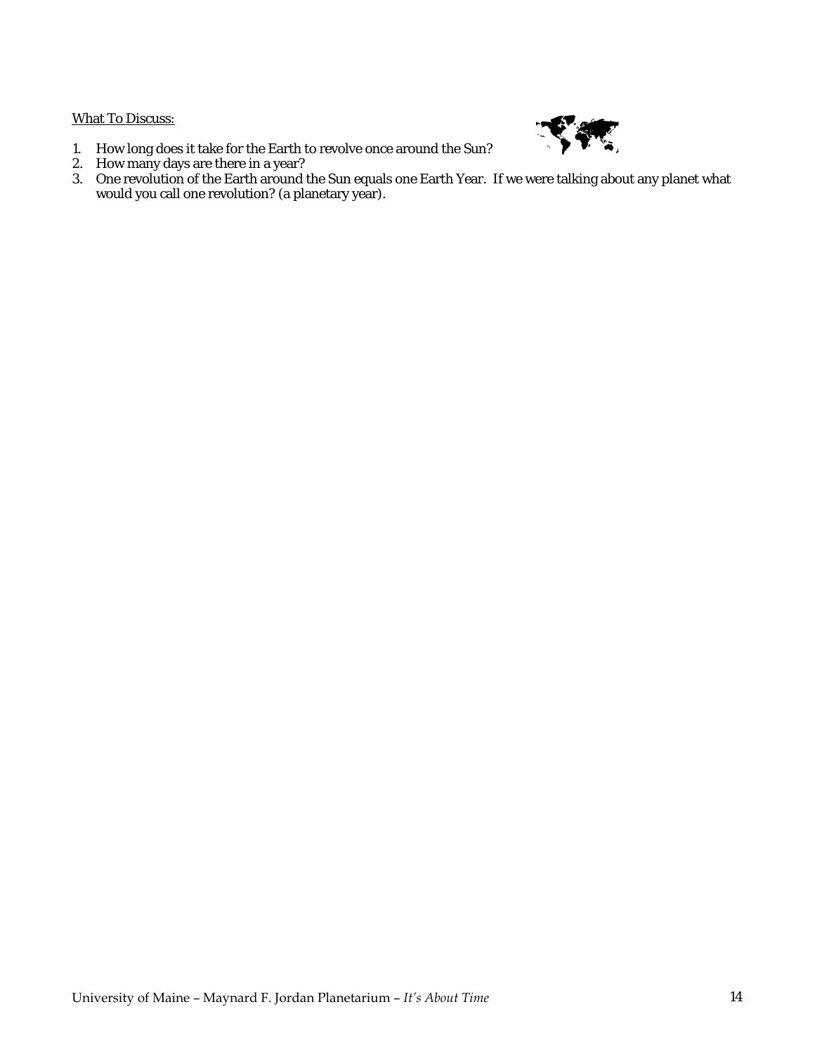<u>What To Discuss:</u>

1. How long does it take for the Earth to revolve once around the Sun?
2. How many days are there in a year?
3. One revolution of the Earth around the Sun equals one Earth Year. If we were talking about any planet what would you call one revolution? (a planetary year).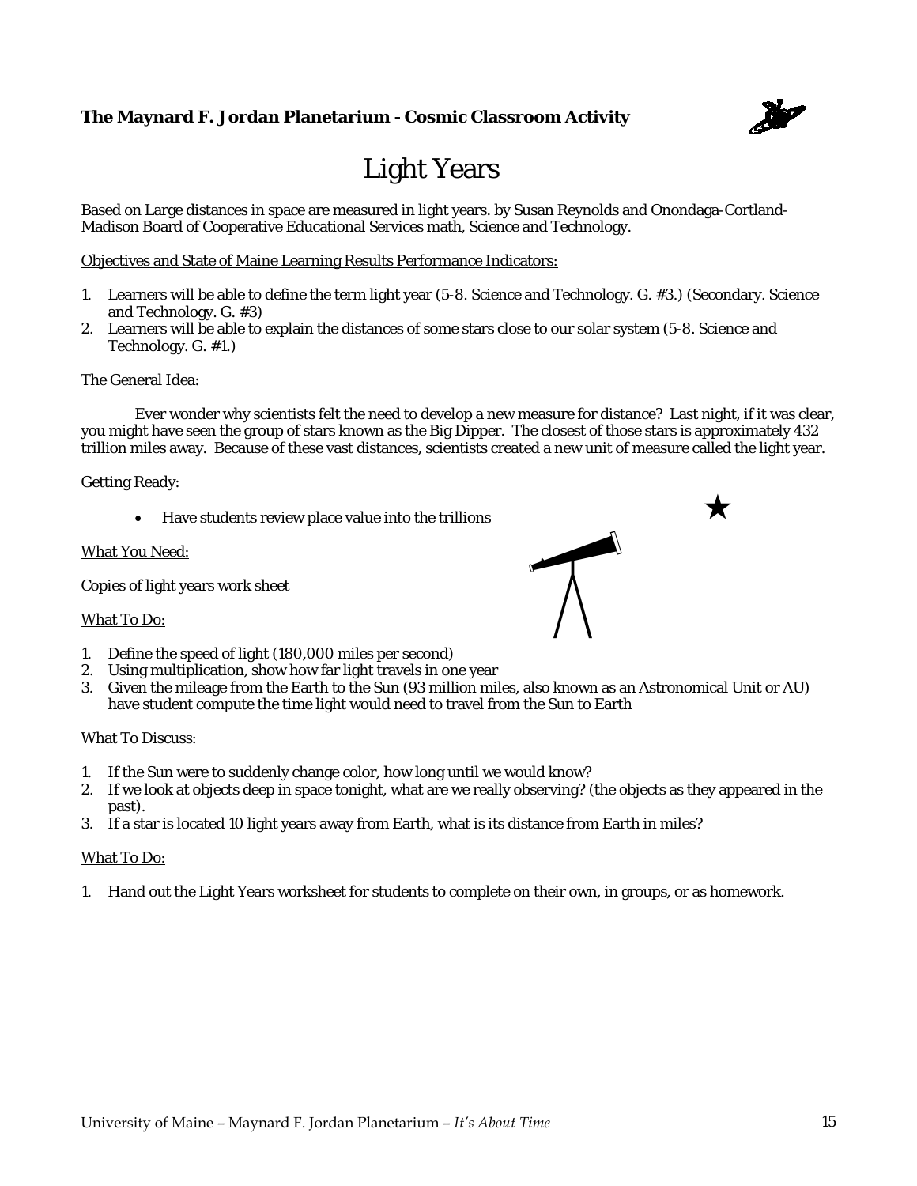**The Maynard F. Jordan Planetarium - Cosmic Classroom Activity**

# Light Years

Based on Large distances in space are measured in light years. by Susan Reynolds and Onondaga-Cortland-Madison Board of Cooperative Educational Services math, Science and Technology.

Objectives and State of Maine Learning Results Performance Indicators:

1. Learners will be able to define the term light year (5-8. Science and Technology. G. #3.) (Secondary. Science and Technology. G. #3)
2. Learners will be able to explain the distances of some stars close to our solar system (5-8. Science and Technology. G. #1.)

The General Idea:

Ever wonder why scientists felt the need to develop a new measure for distance? Last night, if it was clear, you might have seen the group of stars known as the Big Dipper. The closest of those stars is approximately 432 trillion miles away. Because of these vast distances, scientists created a new unit of measure called the light year.

Getting Ready:

- Have students review place value into the trillions

What You Need:

Copies of light years work sheet

What To Do:

1. Define the speed of light (180,000 miles per second)
2. Using multiplication, show how far light travels in one year
3. Given the mileage from the Earth to the Sun (93 million miles, also known as an Astronomical Unit or AU) have student compute the time light would need to travel from the Sun to Earth

What To Discuss:

1. If the Sun were to suddenly change color, how long until we would know?
2. If we look at objects deep in space tonight, what are we really observing? (the objects as they appeared in the past).
3. If a star is located 10 light years away from Earth, what is its distance from Earth in miles?

What To Do:

1. Hand out the Light Years worksheet for students to complete on their own, in groups, or as homework.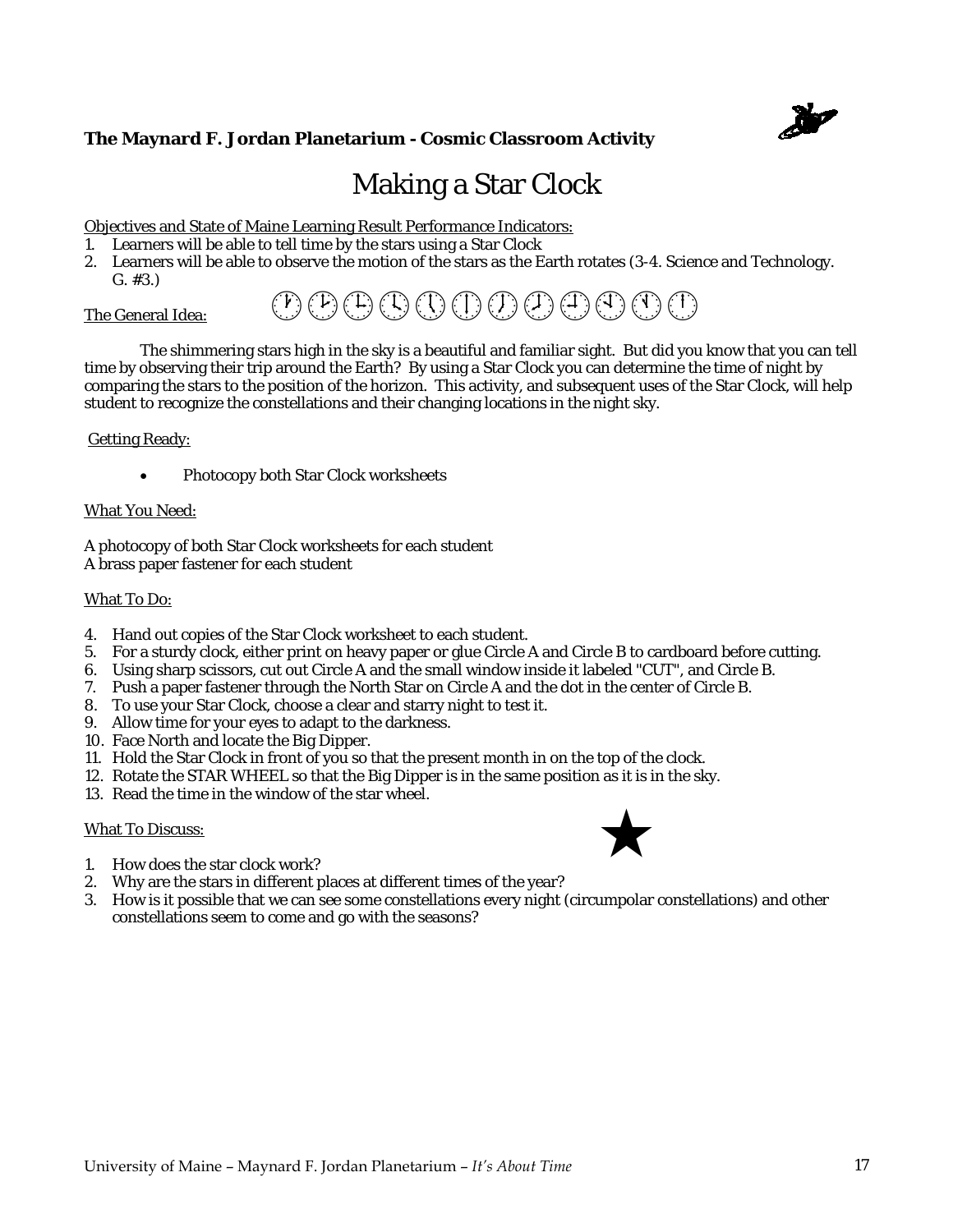**The Maynard F. Jordan Planetarium - Cosmic Classroom Activity**

# Making a Star Clock

Objectives and State of Maine Learning Result Performance Indicators:

1. Learners will be able to tell time by the stars using a Star Clock
2. Learners will be able to observe the motion of the stars as the Earth rotates (3-4. Science and Technology. G. #3.)

The General Idea:

The shimmering stars high in the sky is a beautiful and familiar sight. But did you know that you can tell time by observing their trip around the Earth? By using a Star Clock you can determine the time of night by comparing the stars to the position of the horizon. This activity, and subsequent uses of the Star Clock, will help student to recognize the constellations and their changing locations in the night sky.

Getting Ready:

- Photocopy both Star Clock worksheets

What You Need:

A photocopy of both Star Clock worksheets for each student
A brass paper fastener for each student

What To Do:

4. Hand out copies of the Star Clock worksheet to each student.
5. For a sturdy clock, either print on heavy paper or glue Circle A and Circle B to cardboard before cutting.
6. Using sharp scissors, cut out Circle A and the small window inside it labeled "CUT", and Circle B.
7. Push a paper fastener through the North Star on Circle A and the dot in the center of Circle B.
8. To use your Star Clock, choose a clear and starry night to test it.
9. Allow time for your eyes to adapt to the darkness.
10. Face North and locate the Big Dipper.
11. Hold the Star Clock in front of you so that the present month in on the top of the clock.
12. Rotate the STAR WHEEL so that the Big Dipper is in the same position as it is in the sky.
13. Read the time in the window of the star wheel.

What To Discuss:

1. How does the star clock work?
2. Why are the stars in different places at different times of the year?
3. How is it possible that we can see some constellations every night (circumpolar constellations) and other constellations seem to come and go with the seasons?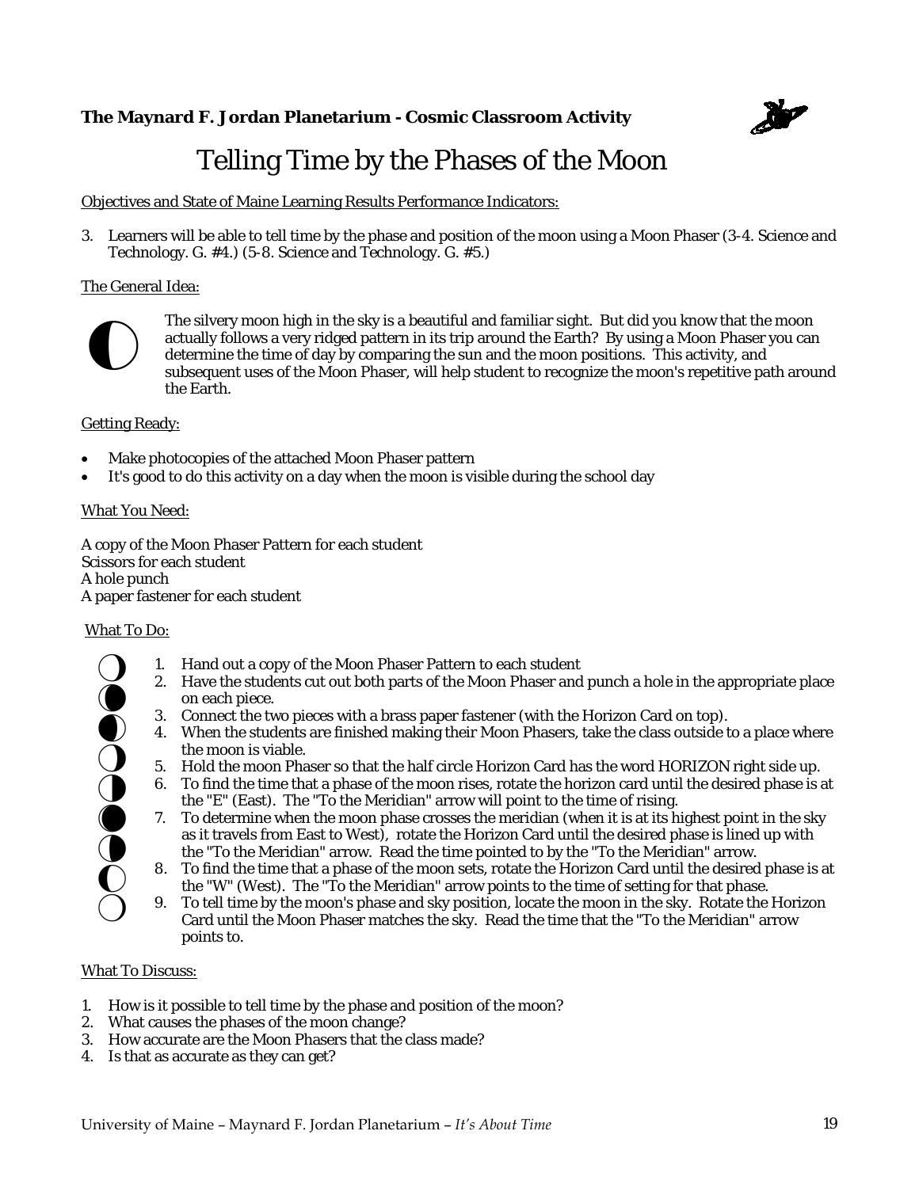**The Maynard F. Jordan Planetarium - Cosmic Classroom Activity**

# Telling Time by the Phases of the Moon

Objectives and State of Maine Learning Results Performance Indicators:

3. Learners will be able to tell time by the phase and position of the moon using a Moon Phaser (3-4. Science and Technology. G. #4.) (5-8. Science and Technology. G. #5.)

The General Idea:

The silvery moon high in the sky is a beautiful and familiar sight. But did you know that the moon actually follows a very ridged pattern in its trip around the Earth? By using a Moon Phaser you can determine the time of day by comparing the sun and the moon positions. This activity, and subsequent uses of the Moon Phaser, will help student to recognize the moon's repetitive path around the Earth.

Getting Ready:

- Make photocopies of the attached Moon Phaser pattern
- It's good to do this activity on a day when the moon is visible during the school day

What You Need:

A copy of the Moon Phaser Pattern for each student
Scissors for each student
A hole punch
A paper fastener for each student

What To Do:

1. Hand out a copy of the Moon Phaser Pattern to each student
2. Have the students cut out both parts of the Moon Phaser and punch a hole in the appropriate place on each piece.
3. Connect the two pieces with a brass paper fastener (with the Horizon Card on top).
4. When the students are finished making their Moon Phasers, take the class outside to a place where the moon is viable.
5. Hold the moon Phaser so that the half circle Horizon Card has the word HORIZON right side up.
6. To find the time that a phase of the moon rises, rotate the horizon card until the desired phase is at the "E" (East). The "To the Meridian" arrow will point to the time of rising.
7. To determine when the moon phase crosses the meridian (when it is at its highest point in the sky as it travels from East to West), rotate the Horizon Card until the desired phase is lined up with the "To the Meridian" arrow. Read the time pointed to by the "To the Meridian" arrow.
8. To find the time that a phase of the moon sets, rotate the Horizon Card until the desired phase is at the "W" (West). The "To the Meridian" arrow points to the time of setting for that phase.
9. To tell time by the moon's phase and sky position, locate the moon in the sky. Rotate the Horizon Card until the Moon Phaser matches the sky. Read the time that the "To the Meridian" arrow points to.

What To Discuss:

1. How is it possible to tell time by the phase and position of the moon?
2. What causes the phases of the moon change?
3. How accurate are the Moon Phasers that the class made?
4. Is that as accurate as they can get?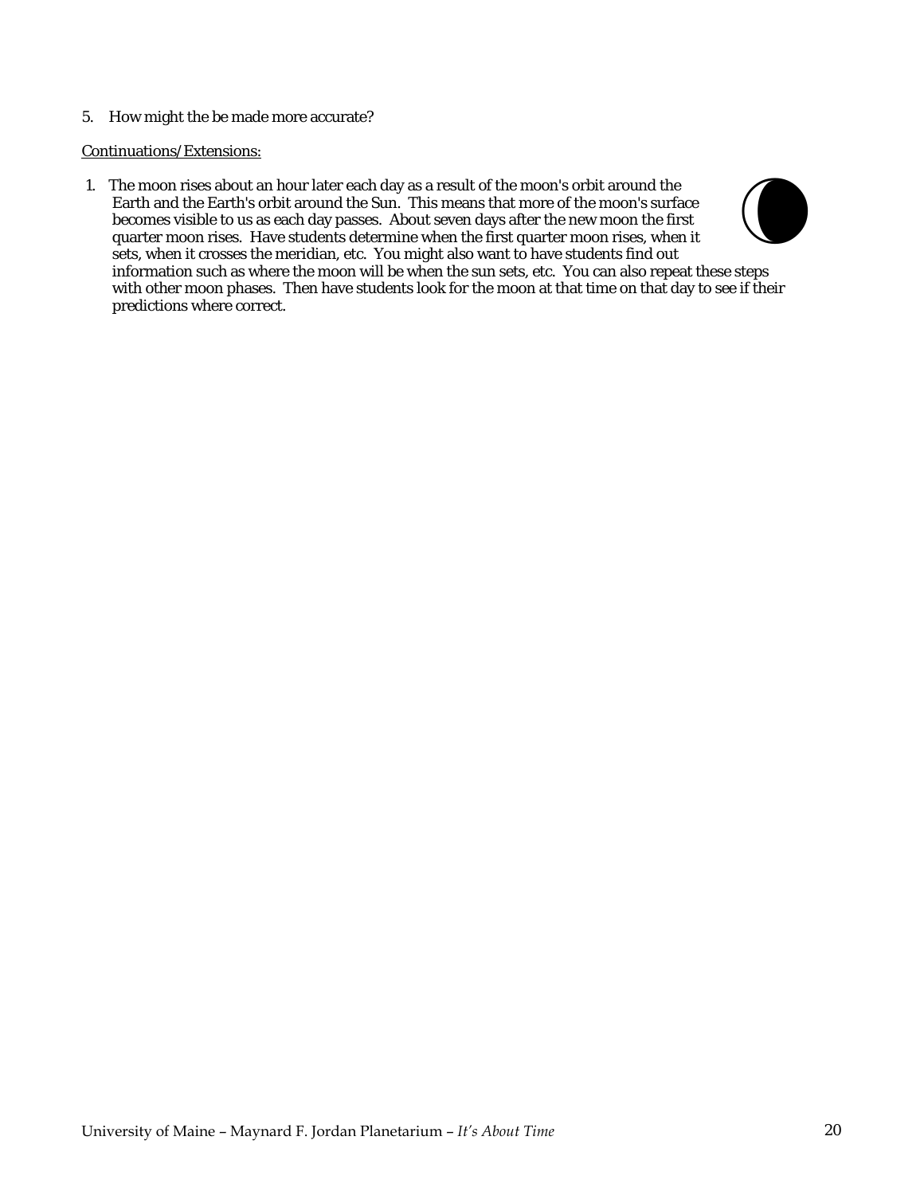5. How might the be made more accurate?

Continuations/Extensions:

1. The moon rises about an hour later each day as a result of the moon's orbit around the Earth and the Earth's orbit around the Sun. This means that more of the moon's surface becomes visible to us as each day passes. About seven days after the new moon the first quarter moon rises. Have students determine when the first quarter moon rises, when it sets, when it crosses the meridian, etc. You might also want to have students find out information such as where the moon will be when the sun sets, etc. You can also repeat these steps with other moon phases. Then have students look for the moon at that time on that day to see if their predictions where correct.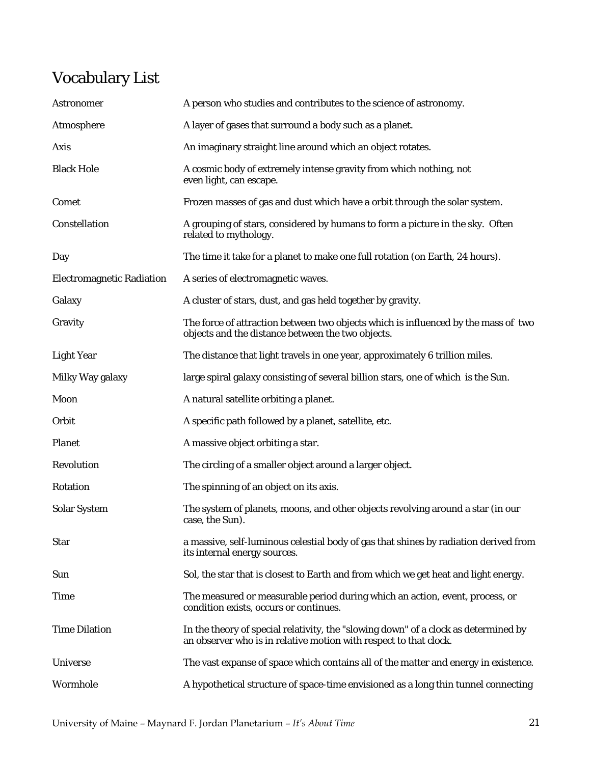# Vocabulary List

| | |
|---|---|
| Astronomer | A person who studies and contributes to the science of astronomy. |
| Atmosphere | A layer of gases that surround a body such as a planet. |
| Axis | An imaginary straight line around which an object rotates. |
| Black Hole | A cosmic body of extremely intense gravity from which nothing, not even light, can escape. |
| Comet | Frozen masses of gas and dust which have a orbit through the solar system. |
| Constellation | A grouping of stars, considered by humans to form a picture in the sky. Often related to mythology. |
| Day | The time it take for a planet to make one full rotation (on Earth, 24 hours). |
| Electromagnetic Radiation | A series of electromagnetic waves. |
| Galaxy | A cluster of stars, dust, and gas held together by gravity. |
| Gravity | The force of attraction between two objects which is influenced by the mass of two objects and the distance between the two objects. |
| Light Year | The distance that light travels in one year, approximately 6 trillion miles. |
| Milky Way galaxy | large spiral galaxy consisting of several billion stars, one of which is the Sun. |
| Moon | A natural satellite orbiting a planet. |
| Orbit | A specific path followed by a planet, satellite, etc. |
| Planet | A massive object orbiting a star. |
| Revolution | The circling of a smaller object around a larger object. |
| Rotation | The spinning of an object on its axis. |
| Solar System | The system of planets, moons, and other objects revolving around a star (in our case, the Sun). |
| Star | a massive, self-luminous celestial body of gas that shines by radiation derived from its internal energy sources. |
| Sun | Sol, the star that is closest to Earth and from which we get heat and light energy. |
| Time | The measured or measurable period during which an action, event, process, or condition exists, occurs or continues. |
| Time Dilation | In the theory of special relativity, the "slowing down" of a clock as determined by an observer who is in relative motion with respect to that clock. |
| Universe | The vast expanse of space which contains all of the matter and energy in existence. |
| Wormhole | A hypothetical structure of space-time envisioned as a long thin tunnel connecting |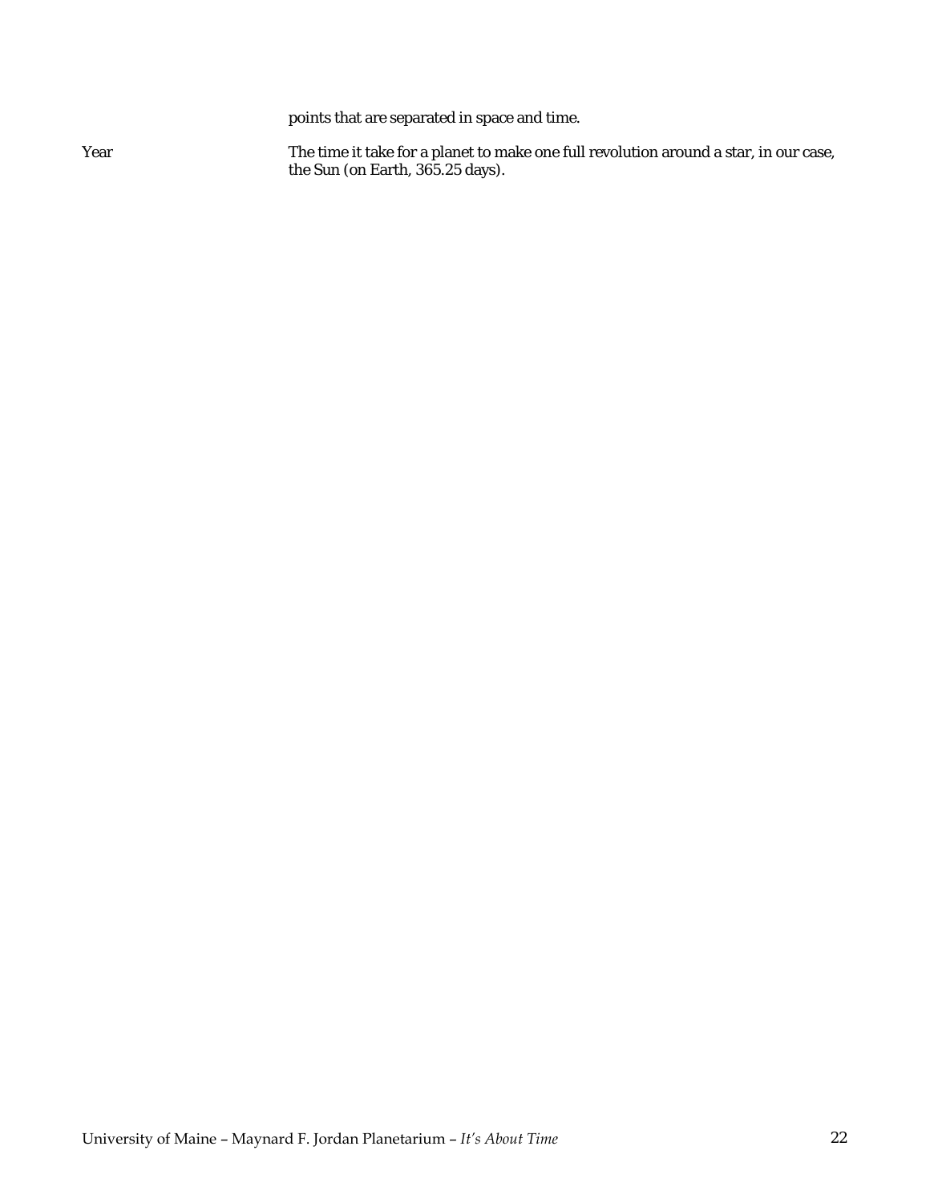| | |
|---|---|
| | points that are separated in space and time. |
| Year | The time it take for a planet to make one full revolution around a star, in our case, the Sun (on Earth, 365.25 days). |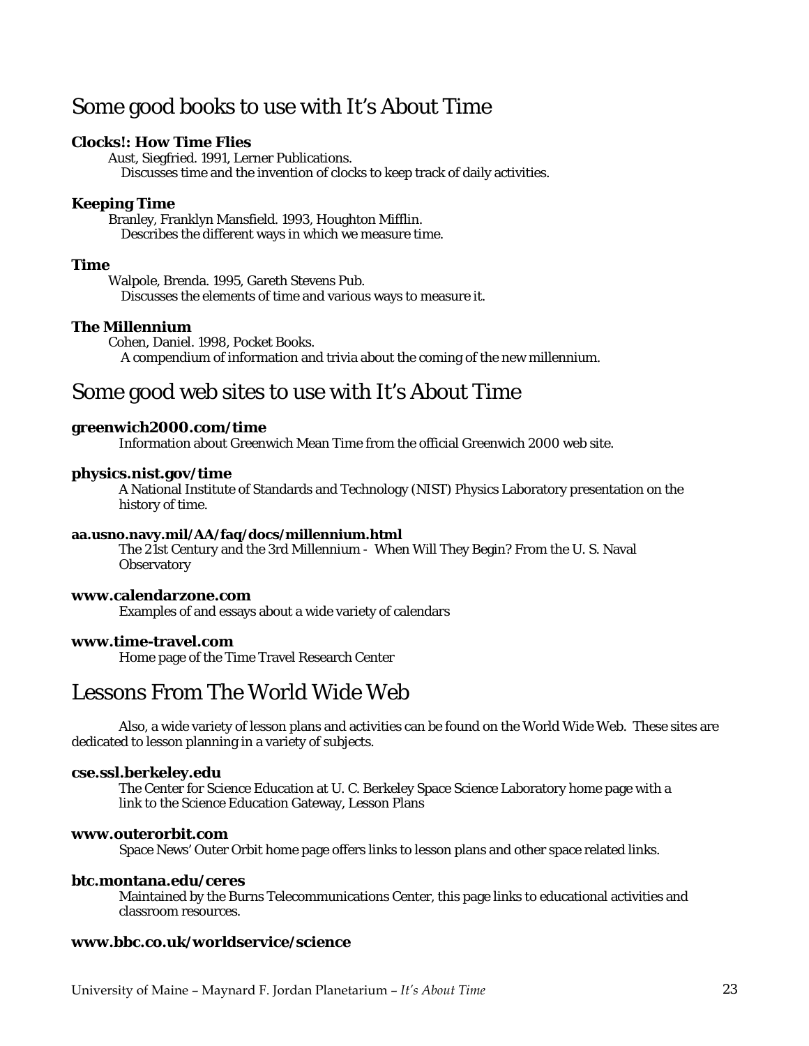## Some good books to use with It's About Time

**Clocks!: How Time Flies**
Aust, Siegfried. 1991, Lerner Publications.
Discusses time and the invention of clocks to keep track of daily activities.

**Keeping Time**
Branley, Franklyn Mansfield. 1993, Houghton Mifflin.
Describes the different ways in which we measure time.

**Time**
Walpole, Brenda. 1995, Gareth Stevens Pub.
Discusses the elements of time and various ways to measure it.

**The Millennium**
Cohen, Daniel. 1998, Pocket Books.
A compendium of information and trivia about the coming of the new millennium.

## Some good web sites to use with It's About Time

**greenwich2000.com/time**
Information about Greenwich Mean Time from the official Greenwich 2000 web site.

**physics.nist.gov/time**
A National Institute of Standards and Technology (NIST) Physics Laboratory presentation on the history of time.

**aa.usno.navy.mil/AA/faq/docs/millennium.html**
The 21st Century and the 3rd Millennium - When Will They Begin? From the U. S. Naval Observatory

**www.calendarzone.com**
Examples of and essays about a wide variety of calendars

**www.time-travel.com**
Home page of the Time Travel Research Center

## Lessons From The World Wide Web

Also, a wide variety of lesson plans and activities can be found on the World Wide Web. These sites are dedicated to lesson planning in a variety of subjects.

**cse.ssl.berkeley.edu**
The Center for Science Education at U. C. Berkeley Space Science Laboratory home page with a link to the Science Education Gateway, Lesson Plans

**www.outerorbit.com**
Space News' Outer Orbit home page offers links to lesson plans and other space related links.

**btc.montana.edu/ceres**
Maintained by the Burns Telecommunications Center, this page links to educational activities and classroom resources.

**www.bbc.co.uk/worldservice/science**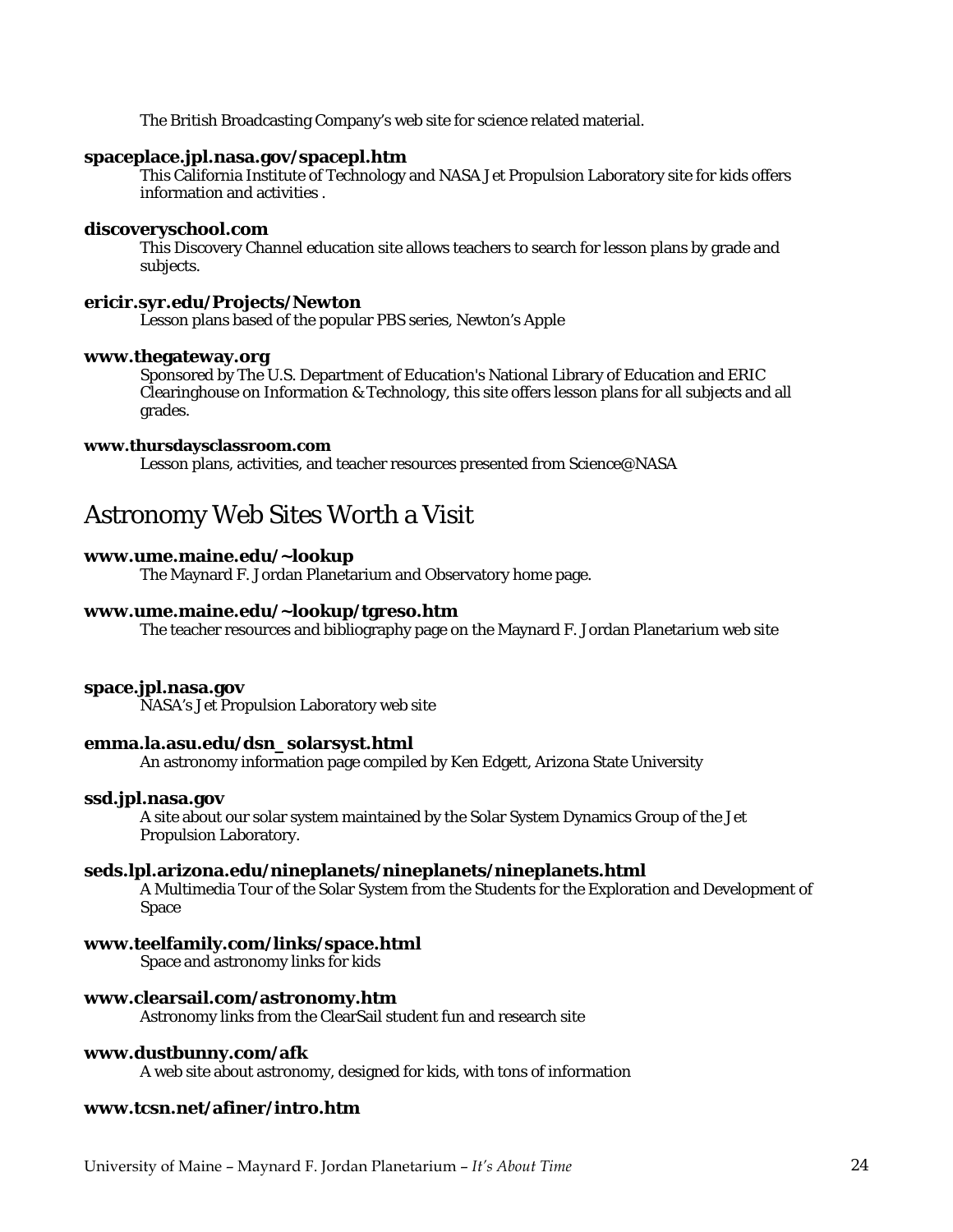The British Broadcasting Company's web site for science related material.

**spaceplace.jpl.nasa.gov/spacepl.htm**
This California Institute of Technology and NASA Jet Propulsion Laboratory site for kids offers information and activities .

**discoveryschool.com**
This Discovery Channel education site allows teachers to search for lesson plans by grade and subjects.

**ericir.syr.edu/Projects/Newton**
Lesson plans based of the popular PBS series, Newton's Apple

**www.thegateway.org**
Sponsored by The U.S. Department of Education's National Library of Education and ERIC Clearinghouse on Information & Technology, this site offers lesson plans for all subjects and all grades.

**www.thursdaysclassroom.com**
Lesson plans, activities, and teacher resources presented from Science@NASA

# Astronomy Web Sites Worth a Visit

**www.ume.maine.edu/~lookup**
The Maynard F. Jordan Planetarium and Observatory home page.

**www.ume.maine.edu/~lookup/tgreso.htm**
The teacher resources and bibliography page on the Maynard F. Jordan Planetarium web site

**space.jpl.nasa.gov**
NASA's Jet Propulsion Laboratory web site

**emma.la.asu.edu/dsn_ solarsyst.html**
An astronomy information page compiled by Ken Edgett, Arizona State University

**ssd.jpl.nasa.gov**
A site about our solar system maintained by the Solar System Dynamics Group of the Jet Propulsion Laboratory.

**seds.lpl.arizona.edu/nineplanets/nineplanets/nineplanets.html**
A Multimedia Tour of the Solar System from the Students for the Exploration and Development of Space

**www.teelfamily.com/links/space.html**
Space and astronomy links for kids

**www.clearsail.com/astronomy.htm**
Astronomy links from the ClearSail student fun and research site

**www.dustbunny.com/afk**
A web site about astronomy, designed for kids, with tons of information

**www.tcsn.net/afiner/intro.htm**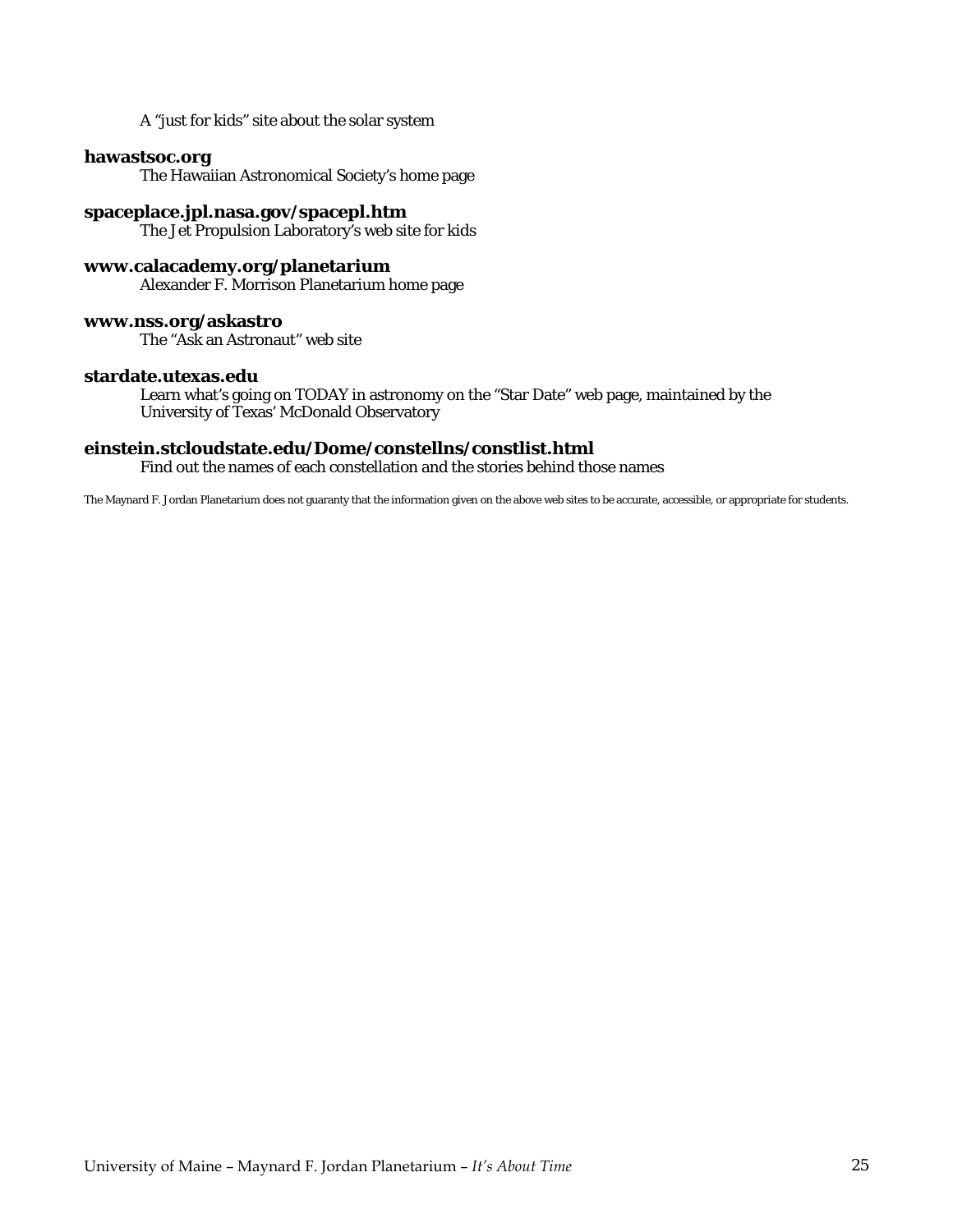A "just for kids" site about the solar system

**hawastsoc.org**

The Hawaiian Astronomical Society's home page

**spaceplace.jpl.nasa.gov/spacepl.htm**

The Jet Propulsion Laboratory's web site for kids

**www.calacademy.org/planetarium**

Alexander F. Morrison Planetarium home page

**www.nss.org/askastro**

The "Ask an Astronaut" web site

**stardate.utexas.edu**

Learn what's going on TODAY in astronomy on the "Star Date" web page, maintained by the University of Texas' McDonald Observatory

**einstein.stcloudstate.edu/Dome/constellns/constlist.html**

Find out the names of each constellation and the stories behind those names

The Maynard F. Jordan Planetarium does not guaranty that the information given on the above web sites to be accurate, accessible, or appropriate for students.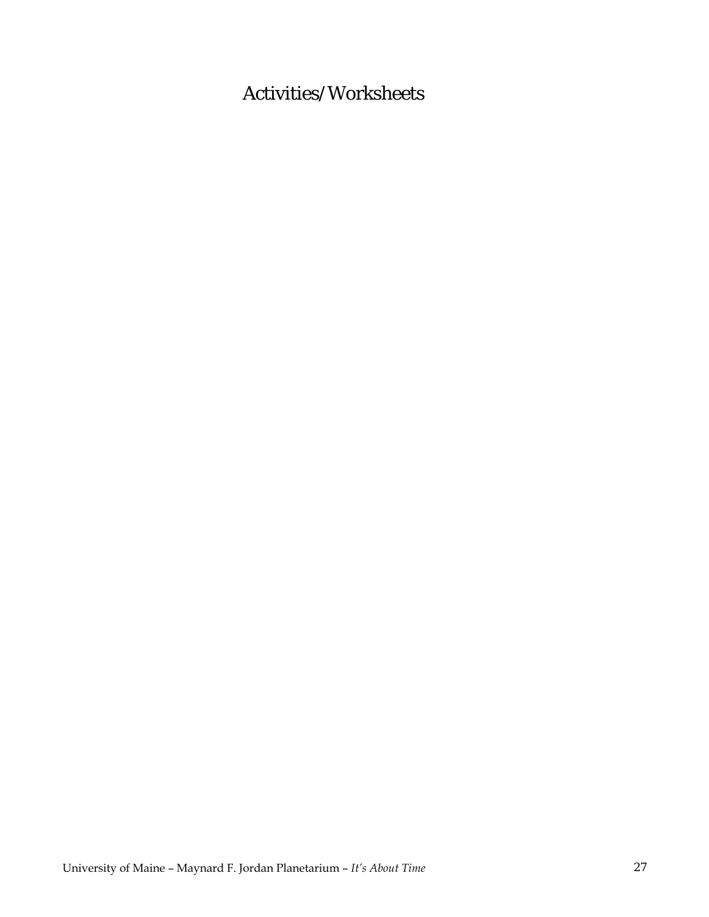# Activities/Worksheets